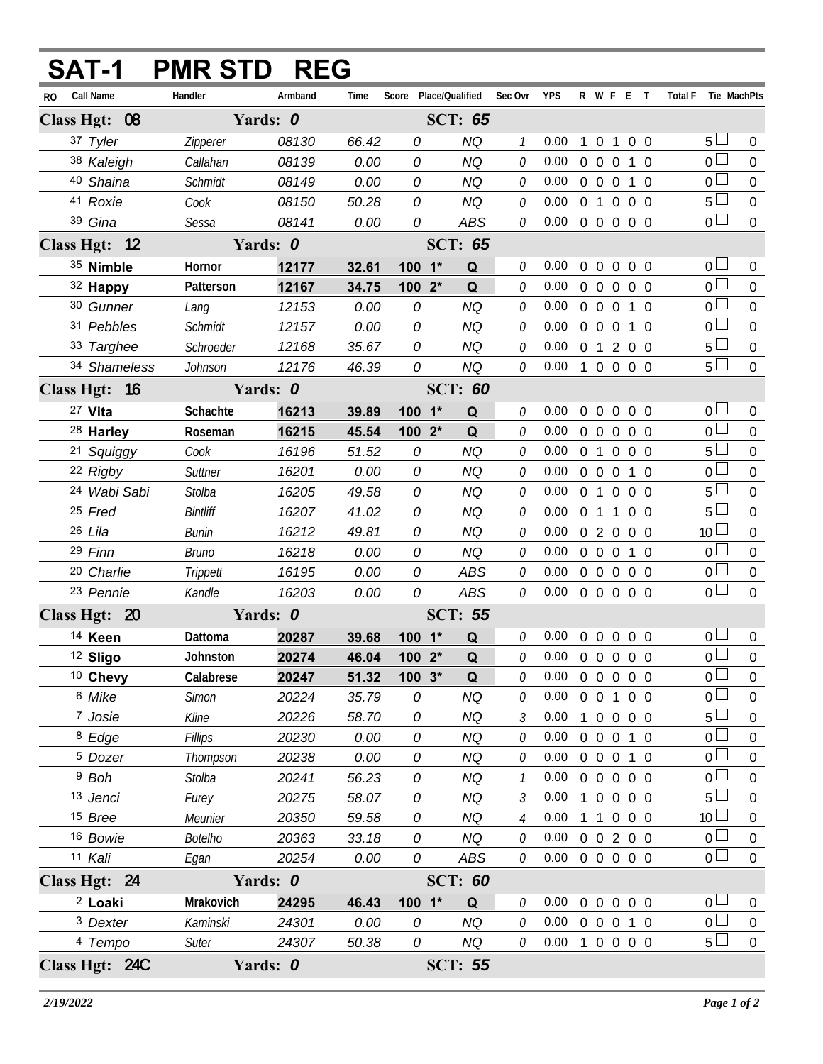# SAT-1 PMR STD REG

| RO | Call Name | Handler | Armband | Time | Score | Place/Qualified | | Sec Ovr | YPS | R | W | F | E | T | Total F | Tie | MachPts |
|---|---|---|---|---|---|---|---|---|---|---|---|---|---|---|---|---|---|
| **Class Hgt: 08** | | **Yards: 0** | | | | **SCT: 65** | | | | | | | | | | | |
| 37 | Tyler | Zipperer | 08130 | 66.42 | 0 | | NQ | 1 | 0.00 | 1 | 0 | 1 | 0 | 0 | 5 | ☐ | 0 |
| 38 | Kaleigh | Callahan | 08139 | 0.00 | 0 | | NQ | 0 | 0.00 | 0 | 0 | 0 | 1 | 0 | 0 | ☐ | 0 |
| 40 | Shaina | Schmidt | 08149 | 0.00 | 0 | | NQ | 0 | 0.00 | 0 | 0 | 0 | 1 | 0 | 0 | ☐ | 0 |
| 41 | Roxie | Cook | 08150 | 50.28 | 0 | | NQ | 0 | 0.00 | 0 | 1 | 0 | 0 | 0 | 5 | ☐ | 0 |
| 39 | Gina | Sessa | 08141 | 0.00 | 0 | | ABS | 0 | 0.00 | 0 | 0 | 0 | 0 | 0 | 0 | ☐ | 0 |
| **Class Hgt: 12** | | **Yards: 0** | | | | **SCT: 65** | | | | | | | | | | | |
| 35 | **Nimble** | **Hornor** | **12177** | **32.61** | **100** | **1*** | **Q** | 0 | 0.00 | 0 | 0 | 0 | 0 | 0 | 0 | ☐ | 0 |
| 32 | **Happy** | **Patterson** | **12167** | **34.75** | **100** | **2*** | **Q** | 0 | 0.00 | 0 | 0 | 0 | 0 | 0 | 0 | ☐ | 0 |
| 30 | Gunner | Lang | 12153 | 0.00 | 0 | | NQ | 0 | 0.00 | 0 | 0 | 0 | 1 | 0 | 0 | ☐ | 0 |
| 31 | Pebbles | Schmidt | 12157 | 0.00 | 0 | | NQ | 0 | 0.00 | 0 | 0 | 0 | 1 | 0 | 0 | ☐ | 0 |
| 33 | Targhee | Schroeder | 12168 | 35.67 | 0 | | NQ | 0 | 0.00 | 0 | 1 | 2 | 0 | 0 | 5 | ☐ | 0 |
| 34 | Shameless | Johnson | 12176 | 46.39 | 0 | | NQ | 0 | 0.00 | 1 | 0 | 0 | 0 | 0 | 5 | ☐ | 0 |
| **Class Hgt: 16** | | **Yards: 0** | | | | **SCT: 60** | | | | | | | | | | | |
| 27 | **Vita** | **Schachte** | **16213** | **39.89** | **100** | **1*** | **Q** | 0 | 0.00 | 0 | 0 | 0 | 0 | 0 | 0 | ☐ | 0 |
| 28 | **Harley** | **Roseman** | **16215** | **45.54** | **100** | **2*** | **Q** | 0 | 0.00 | 0 | 0 | 0 | 0 | 0 | 0 | ☐ | 0 |
| 21 | Squiggy | Cook | 16196 | 51.52 | 0 | | NQ | 0 | 0.00 | 0 | 1 | 0 | 0 | 0 | 5 | ☐ | 0 |
| 22 | Rigby | Suttner | 16201 | 0.00 | 0 | | NQ | 0 | 0.00 | 0 | 0 | 0 | 1 | 0 | 0 | ☐ | 0 |
| 24 | Wabi Sabi | Stolba | 16205 | 49.58 | 0 | | NQ | 0 | 0.00 | 0 | 1 | 0 | 0 | 0 | 5 | ☐ | 0 |
| 25 | Fred | Bintliff | 16207 | 41.02 | 0 | | NQ | 0 | 0.00 | 0 | 1 | 1 | 0 | 0 | 5 | ☐ | 0 |
| 26 | Lila | Bunin | 16212 | 49.81 | 0 | | NQ | 0 | 0.00 | 0 | 2 | 0 | 0 | 0 | 10 | ☐ | 0 |
| 29 | Finn | Bruno | 16218 | 0.00 | 0 | | NQ | 0 | 0.00 | 0 | 0 | 0 | 1 | 0 | 0 | ☐ | 0 |
| 20 | Charlie | Trippett | 16195 | 0.00 | 0 | | ABS | 0 | 0.00 | 0 | 0 | 0 | 0 | 0 | 0 | ☐ | 0 |
| 23 | Pennie | Kandle | 16203 | 0.00 | 0 | | ABS | 0 | 0.00 | 0 | 0 | 0 | 0 | 0 | 0 | ☐ | 0 |
| **Class Hgt: 20** | | **Yards: 0** | | | | **SCT: 55** | | | | | | | | | | | |
| 14 | **Keen** | **Dattoma** | **20287** | **39.68** | **100** | **1*** | **Q** | 0 | 0.00 | 0 | 0 | 0 | 0 | 0 | 0 | ☐ | 0 |
| 12 | **Sligo** | **Johnston** | **20274** | **46.04** | **100** | **2*** | **Q** | 0 | 0.00 | 0 | 0 | 0 | 0 | 0 | 0 | ☐ | 0 |
| 10 | **Chevy** | **Calabrese** | **20247** | **51.32** | **100** | **3*** | **Q** | 0 | 0.00 | 0 | 0 | 0 | 0 | 0 | 0 | ☐ | 0 |
| 6 | Mike | Simon | 20224 | 35.79 | 0 | | NQ | 0 | 0.00 | 0 | 0 | 1 | 0 | 0 | 0 | ☐ | 0 |
| 7 | Josie | Kline | 20226 | 58.70 | 0 | | NQ | 3 | 0.00 | 1 | 0 | 0 | 0 | 0 | 5 | ☐ | 0 |
| 8 | Edge | Fillips | 20230 | 0.00 | 0 | | NQ | 0 | 0.00 | 0 | 0 | 0 | 1 | 0 | 0 | ☐ | 0 |
| 5 | Dozer | Thompson | 20238 | 0.00 | 0 | | NQ | 0 | 0.00 | 0 | 0 | 0 | 1 | 0 | 0 | ☐ | 0 |
| 9 | Boh | Stolba | 20241 | 56.23 | 0 | | NQ | 1 | 0.00 | 0 | 0 | 0 | 0 | 0 | 0 | ☐ | 0 |
| 13 | Jenci | Furey | 20275 | 58.07 | 0 | | NQ | 3 | 0.00 | 1 | 0 | 0 | 0 | 0 | 5 | ☐ | 0 |
| 15 | Bree | Meunier | 20350 | 59.58 | 0 | | NQ | 4 | 0.00 | 1 | 1 | 0 | 0 | 0 | 10 | ☐ | 0 |
| 16 | Bowie | Botelho | 20363 | 33.18 | 0 | | NQ | 0 | 0.00 | 0 | 0 | 2 | 0 | 0 | 0 | ☐ | 0 |
| 11 | Kali | Egan | 20254 | 0.00 | 0 | | ABS | 0 | 0.00 | 0 | 0 | 0 | 0 | 0 | 0 | ☐ | 0 |
| **Class Hgt: 24** | | **Yards: 0** | | | | **SCT: 60** | | | | | | | | | | | |
| 2 | **Loaki** | **Mrakovich** | **24295** | **46.43** | **100** | **1*** | **Q** | 0 | 0.00 | 0 | 0 | 0 | 0 | 0 | 0 | ☐ | 0 |
| 3 | Dexter | Kaminski | 24301 | 0.00 | 0 | | NQ | 0 | 0.00 | 0 | 0 | 0 | 1 | 0 | 0 | ☐ | 0 |
| 4 | Tempo | Suter | 24307 | 50.38 | 0 | | NQ | 0 | 0.00 | 1 | 0 | 0 | 0 | 0 | 5 | ☐ | 0 |
| **Class Hgt: 24C** | | **Yards: 0** | | | | **SCT: 55** | | | | | | | | | | | |

*2/19/2022*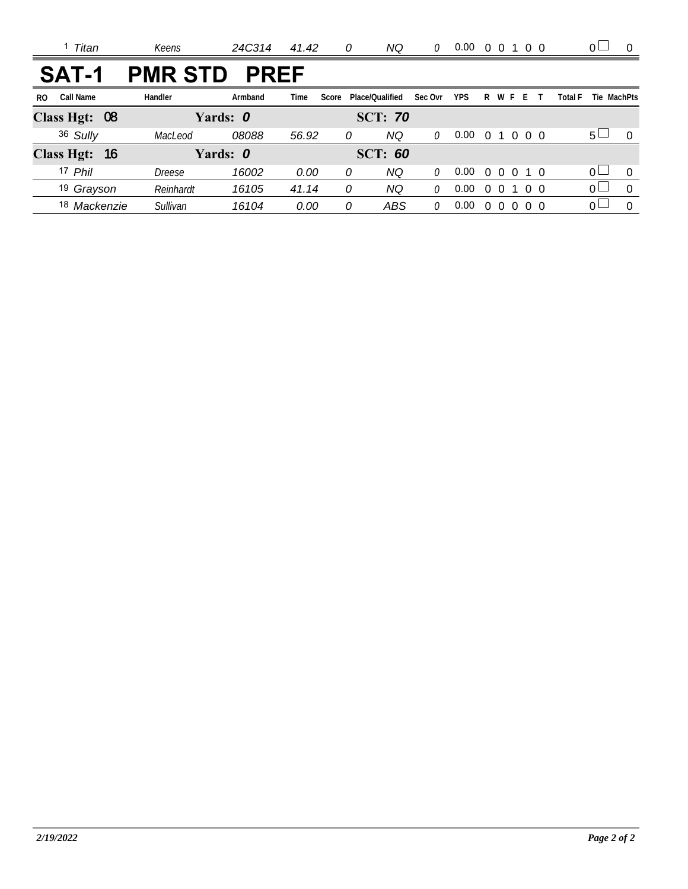| RO | Call Name | Handler | Armband | Time | Score | Place/Qualified | Sec Ovr | YPS | R | W | F | E | T | Total F | Tie | MachPts |
|---|---|---|---|---|---|---|---|---|---|---|---|---|---|---|---|---|
| 1 | Titan | Keens | 24C314 | 41.42 | 0 | NQ | 0 | 0.00 | 0 | 0 | 1 | 0 | 0 | 0 | ☐ | 0 |

# SAT-1 PMR STD PREF

| RO | Call Name | Handler | Armband | Time | Score | Place/Qualified | Sec Ovr | YPS | R | W | F | E | T | Total F | Tie | MachPts |
|---|---|---|---|---|---|---|---|---|---|---|---|---|---|---|---|---|
| **Class Hgt: 08** | | **Yards: 0** | | | | **SCT: 70** | | | | | | | | | | |
| 36 | Sully | MacLeod | 08088 | 56.92 | 0 | NQ | 0 | 0.00 | 0 | 1 | 0 | 0 | 0 | 5 | ☐ | 0 |
| **Class Hgt: 16** | | **Yards: 0** | | | | **SCT: 60** | | | | | | | | | | |
| 17 | Phil | Dreese | 16002 | 0.00 | 0 | NQ | 0 | 0.00 | 0 | 0 | 0 | 1 | 0 | 0 | ☐ | 0 |
| 19 | Grayson | Reinhardt | 16105 | 41.14 | 0 | NQ | 0 | 0.00 | 0 | 0 | 1 | 0 | 0 | 0 | ☐ | 0 |
| 18 | Mackenzie | Sullivan | 16104 | 0.00 | 0 | ABS | 0 | 0.00 | 0 | 0 | 0 | 0 | 0 | 0 | ☐ | 0 |

*2/19/2022*